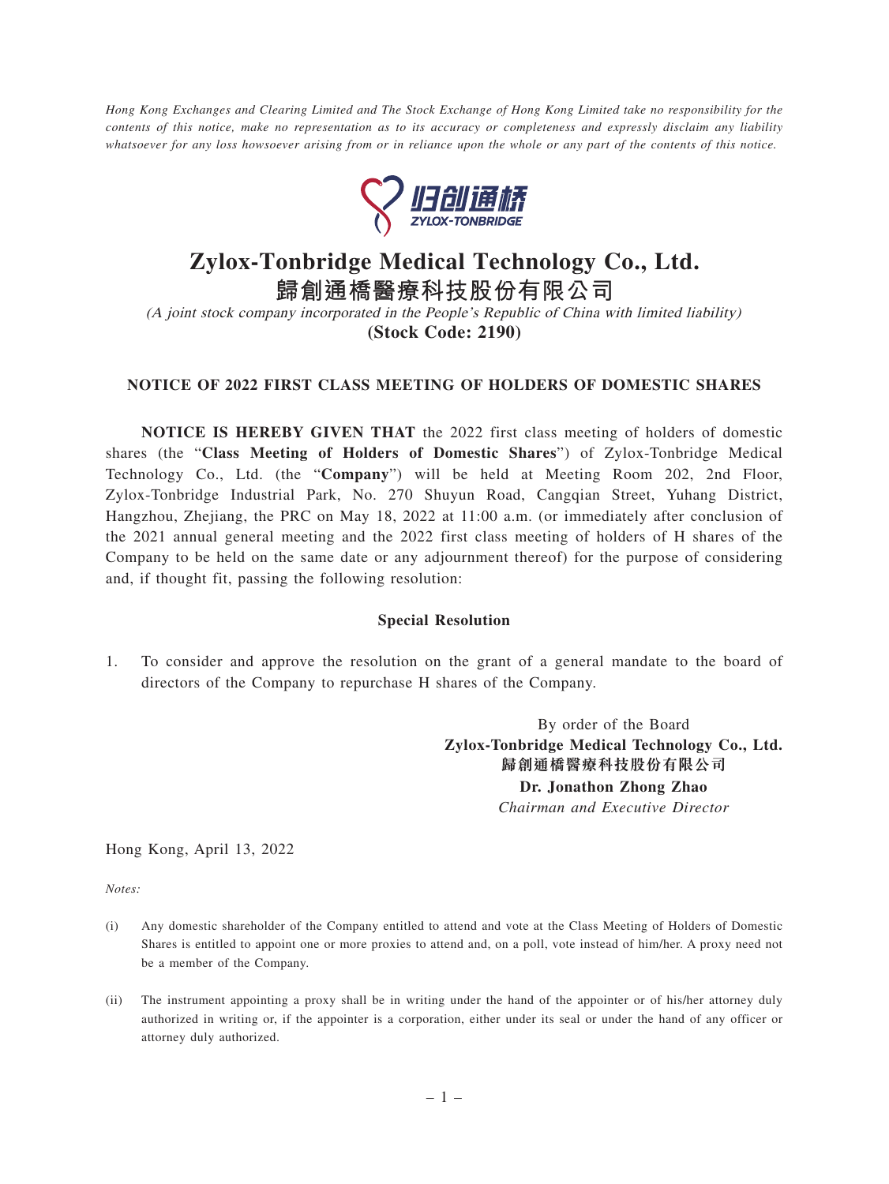*Hong Kong Exchanges and Clearing Limited and The Stock Exchange of Hong Kong Limited take no responsibility for the contents of this notice, make no representation as to its accuracy or completeness and expressly disclaim any liability whatsoever for any loss howsoever arising from or in reliance upon the whole or any part of the contents of this notice.*

# Zylox-Tonbridge Medical Technology Co., Ltd.
# 歸創通橋醫療科技股份有限公司

*(A joint stock company incorporated in the People's Republic of China with limited liability)*

**(Stock Code: 2190)**

## NOTICE OF 2022 FIRST CLASS MEETING OF HOLDERS OF DOMESTIC SHARES

**NOTICE IS HEREBY GIVEN THAT** the 2022 first class meeting of holders of domestic shares (the "**Class Meeting of Holders of Domestic Shares**") of Zylox-Tonbridge Medical Technology Co., Ltd. (the "**Company**") will be held at Meeting Room 202, 2nd Floor, Zylox-Tonbridge Industrial Park, No. 270 Shuyun Road, Cangqian Street, Yuhang District, Hangzhou, Zhejiang, the PRC on May 18, 2022 at 11:00 a.m. (or immediately after conclusion of the 2021 annual general meeting and the 2022 first class meeting of holders of H shares of the Company to be held on the same date or any adjournment thereof) for the purpose of considering and, if thought fit, passing the following resolution:

### Special Resolution

1. To consider and approve the resolution on the grant of a general mandate to the board of directors of the Company to repurchase H shares of the Company.

By order of the Board
**Zylox-Tonbridge Medical Technology Co., Ltd.**
**歸創通橋醫療科技股份有限公司**
**Dr. Jonathon Zhong Zhao**
*Chairman and Executive Director*

Hong Kong, April 13, 2022

*Notes:*

(i) Any domestic shareholder of the Company entitled to attend and vote at the Class Meeting of Holders of Domestic Shares is entitled to appoint one or more proxies to attend and, on a poll, vote instead of him/her. A proxy need not be a member of the Company.

(ii) The instrument appointing a proxy shall be in writing under the hand of the appointer or of his/her attorney duly authorized in writing or, if the appointer is a corporation, either under its seal or under the hand of any officer or attorney duly authorized.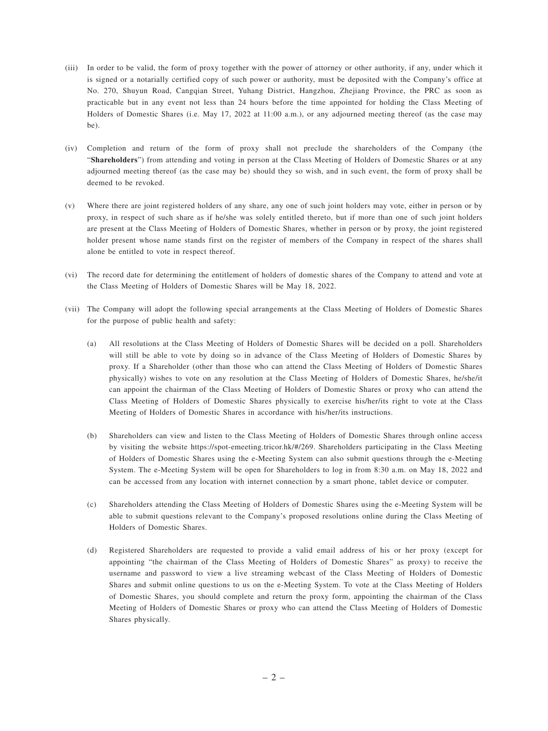(iii) In order to be valid, the form of proxy together with the power of attorney or other authority, if any, under which it is signed or a notarially certified copy of such power or authority, must be deposited with the Company's office at No. 270, Shuyun Road, Cangqian Street, Yuhang District, Hangzhou, Zhejiang Province, the PRC as soon as practicable but in any event not less than 24 hours before the time appointed for holding the Class Meeting of Holders of Domestic Shares (i.e. May 17, 2022 at 11:00 a.m.), or any adjourned meeting thereof (as the case may be).

(iv) Completion and return of the form of proxy shall not preclude the shareholders of the Company (the "**Shareholders**") from attending and voting in person at the Class Meeting of Holders of Domestic Shares or at any adjourned meeting thereof (as the case may be) should they so wish, and in such event, the form of proxy shall be deemed to be revoked.

(v) Where there are joint registered holders of any share, any one of such joint holders may vote, either in person or by proxy, in respect of such share as if he/she was solely entitled thereto, but if more than one of such joint holders are present at the Class Meeting of Holders of Domestic Shares, whether in person or by proxy, the joint registered holder present whose name stands first on the register of members of the Company in respect of the shares shall alone be entitled to vote in respect thereof.

(vi) The record date for determining the entitlement of holders of domestic shares of the Company to attend and vote at the Class Meeting of Holders of Domestic Shares will be May 18, 2022.

(vii) The Company will adopt the following special arrangements at the Class Meeting of Holders of Domestic Shares for the purpose of public health and safety:

(a) All resolutions at the Class Meeting of Holders of Domestic Shares will be decided on a poll. Shareholders will still be able to vote by doing so in advance of the Class Meeting of Holders of Domestic Shares by proxy. If a Shareholder (other than those who can attend the Class Meeting of Holders of Domestic Shares physically) wishes to vote on any resolution at the Class Meeting of Holders of Domestic Shares, he/she/it can appoint the chairman of the Class Meeting of Holders of Domestic Shares or proxy who can attend the Class Meeting of Holders of Domestic Shares physically to exercise his/her/its right to vote at the Class Meeting of Holders of Domestic Shares in accordance with his/her/its instructions.

(b) Shareholders can view and listen to the Class Meeting of Holders of Domestic Shares through online access by visiting the website https://spot-emeeting.tricor.hk/#/269. Shareholders participating in the Class Meeting of Holders of Domestic Shares using the e-Meeting System can also submit questions through the e-Meeting System. The e-Meeting System will be open for Shareholders to log in from 8:30 a.m. on May 18, 2022 and can be accessed from any location with internet connection by a smart phone, tablet device or computer.

(c) Shareholders attending the Class Meeting of Holders of Domestic Shares using the e-Meeting System will be able to submit questions relevant to the Company's proposed resolutions online during the Class Meeting of Holders of Domestic Shares.

(d) Registered Shareholders are requested to provide a valid email address of his or her proxy (except for appointing "the chairman of the Class Meeting of Holders of Domestic Shares" as proxy) to receive the username and password to view a live streaming webcast of the Class Meeting of Holders of Domestic Shares and submit online questions to us on the e-Meeting System. To vote at the Class Meeting of Holders of Domestic Shares, you should complete and return the proxy form, appointing the chairman of the Class Meeting of Holders of Domestic Shares or proxy who can attend the Class Meeting of Holders of Domestic Shares physically.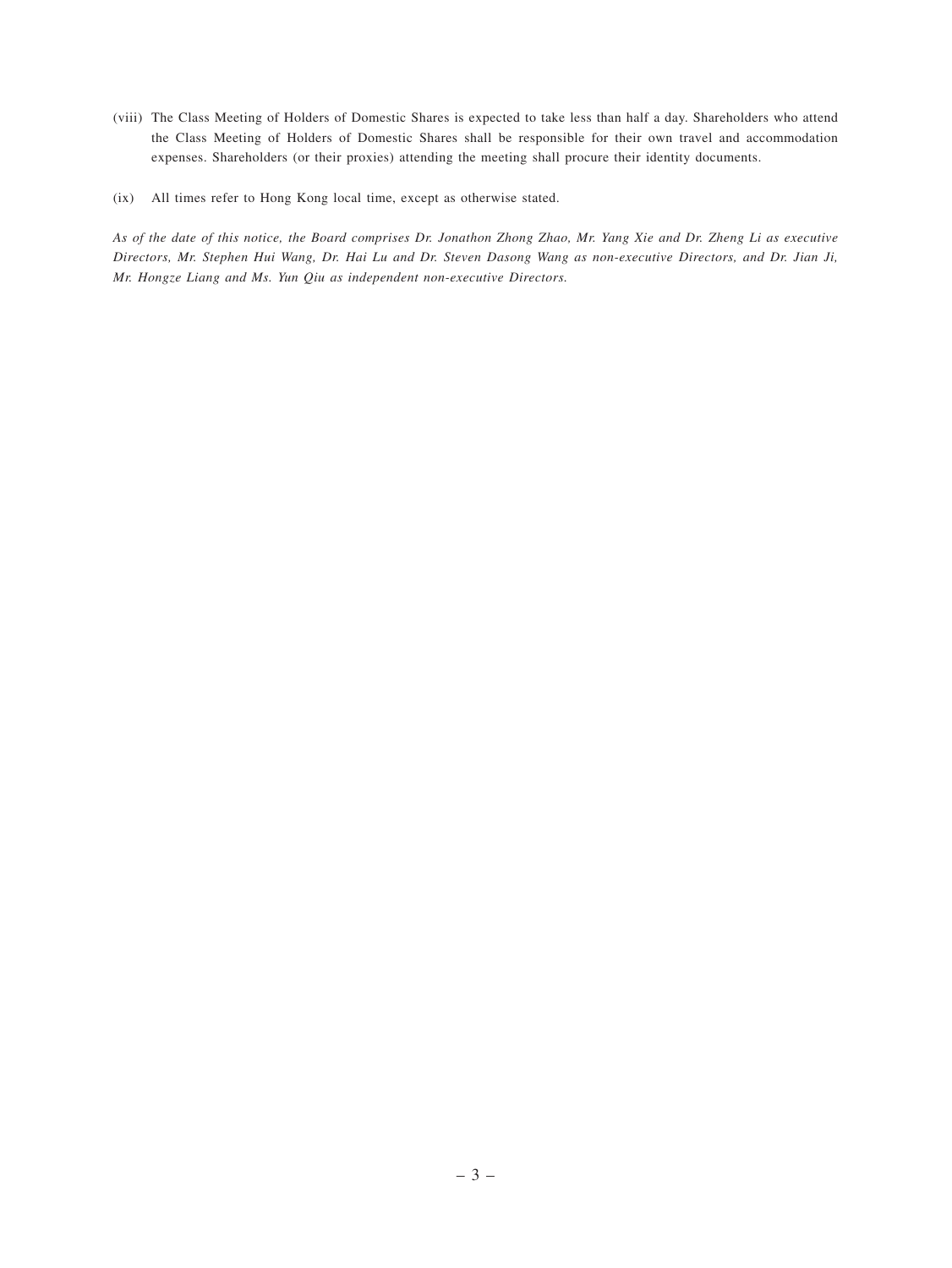(viii) The Class Meeting of Holders of Domestic Shares is expected to take less than half a day. Shareholders who attend the Class Meeting of Holders of Domestic Shares shall be responsible for their own travel and accommodation expenses. Shareholders (or their proxies) attending the meeting shall procure their identity documents.

(ix) All times refer to Hong Kong local time, except as otherwise stated.

*As of the date of this notice, the Board comprises Dr. Jonathon Zhong Zhao, Mr. Yang Xie and Dr. Zheng Li as executive Directors, Mr. Stephen Hui Wang, Dr. Hai Lu and Dr. Steven Dasong Wang as non-executive Directors, and Dr. Jian Ji, Mr. Hongze Liang and Ms. Yun Qiu as independent non-executive Directors.*